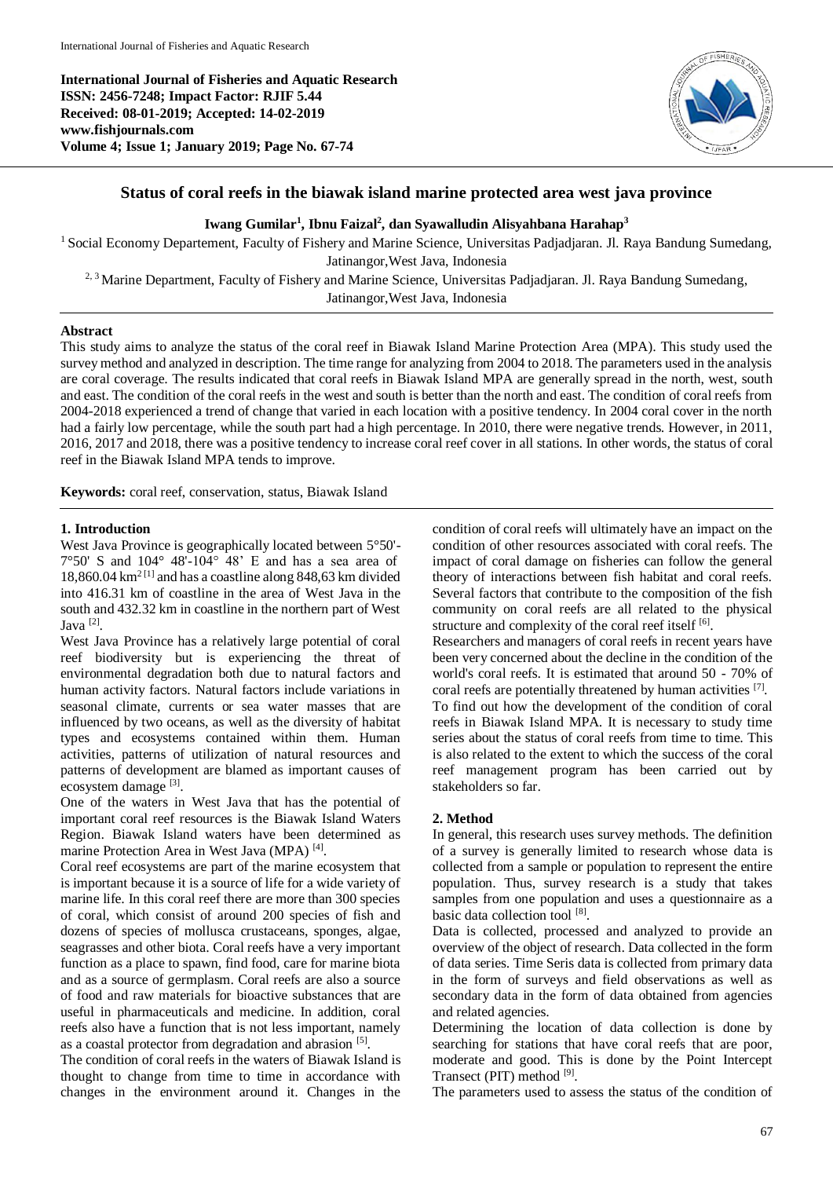**International Journal of Fisheries and Aquatic Research**
**ISSN: 2456-7248; Impact Factor: RJIF 5.44**
**Received: 08-01-2019; Accepted: 14-02-2019**
**www.fishjournals.com**
**Volume 4; Issue 1; January 2019; Page No. 67-74**

# Status of coral reefs in the biawak island marine protected area west java province

**Iwang Gumilar[1], Ibnu Faizal[2], dan Syawalludin Alisyahbana Harahap[3]**

[1] Social Economy Departement, Faculty of Fishery and Marine Science, Universitas Padjadjaran. Jl. Raya Bandung Sumedang, Jatinangor,West Java, Indonesia

[2, 3] Marine Department, Faculty of Fishery and Marine Science, Universitas Padjadjaran. Jl. Raya Bandung Sumedang, Jatinangor,West Java, Indonesia

## Abstract

This study aims to analyze the status of the coral reef in Biawak Island Marine Protection Area (MPA). This study used the survey method and analyzed in description. The time range for analyzing from 2004 to 2018. The parameters used in the analysis are coral coverage. The results indicated that coral reefs in Biawak Island MPA are generally spread in the north, west, south and east. The condition of the coral reefs in the west and south is better than the north and east. The condition of coral reefs from 2004-2018 experienced a trend of change that varied in each location with a positive tendency. In 2004 coral cover in the north had a fairly low percentage, while the south part had a high percentage. In 2010, there were negative trends. However, in 2011, 2016, 2017 and 2018, there was a positive tendency to increase coral reef cover in all stations. In other words, the status of coral reef in the Biawak Island MPA tends to improve.

**Keywords:** coral reef, conservation, status, Biawak Island

## 1. Introduction

West Java Province is geographically located between 5°50'-7°50' S and 104° 48'-104° 48' E and has a sea area of 18,860.04 km$^2$ [1] and has a coastline along 848,63 km divided into 416.31 km of coastline in the area of West Java in the south and 432.32 km in coastline in the northern part of West Java [2].

West Java Province has a relatively large potential of coral reef biodiversity but is experiencing the threat of environmental degradation both due to natural factors and human activity factors. Natural factors include variations in seasonal climate, currents or sea water masses that are influenced by two oceans, as well as the diversity of habitat types and ecosystems contained within them. Human activities, patterns of utilization of natural resources and patterns of development are blamed as important causes of ecosystem damage [3].

One of the waters in West Java that has the potential of important coral reef resources is the Biawak Island Waters Region. Biawak Island waters have been determined as marine Protection Area in West Java (MPA) [4].

Coral reef ecosystems are part of the marine ecosystem that is important because it is a source of life for a wide variety of marine life. In this coral reef there are more than 300 species of coral, which consist of around 200 species of fish and dozens of species of mollusca crustaceans, sponges, algae, seagrasses and other biota. Coral reefs have a very important function as a place to spawn, find food, care for marine biota and as a source of germplasm. Coral reefs are also a source of food and raw materials for bioactive substances that are useful in pharmaceuticals and medicine. In addition, coral reefs also have a function that is not less important, namely as a coastal protector from degradation and abrasion [5].

The condition of coral reefs in the waters of Biawak Island is thought to change from time to time in accordance with changes in the environment around it. Changes in the condition of coral reefs will ultimately have an impact on the condition of other resources associated with coral reefs. The impact of coral damage on fisheries can follow the general theory of interactions between fish habitat and coral reefs. Several factors that contribute to the composition of the fish community on coral reefs are all related to the physical structure and complexity of the coral reef itself [6].

Researchers and managers of coral reefs in recent years have been very concerned about the decline in the condition of the world's coral reefs. It is estimated that around 50 - 70% of coral reefs are potentially threatened by human activities [7].

To find out how the development of the condition of coral reefs in Biawak Island MPA. It is necessary to study time series about the status of coral reefs from time to time. This is also related to the extent to which the success of the coral reef management program has been carried out by stakeholders so far.

## 2. Method

In general, this research uses survey methods. The definition of a survey is generally limited to research whose data is collected from a sample or population to represent the entire population. Thus, survey research is a study that takes samples from one population and uses a questionnaire as a basic data collection tool [8].

Data is collected, processed and analyzed to provide an overview of the object of research. Data collected in the form of data series. Time Seris data is collected from primary data in the form of surveys and field observations as well as secondary data in the form of data obtained from agencies and related agencies.

Determining the location of data collection is done by searching for stations that have coral reefs that are poor, moderate and good. This is done by the Point Intercept Transect (PIT) method [9].

The parameters used to assess the status of the condition of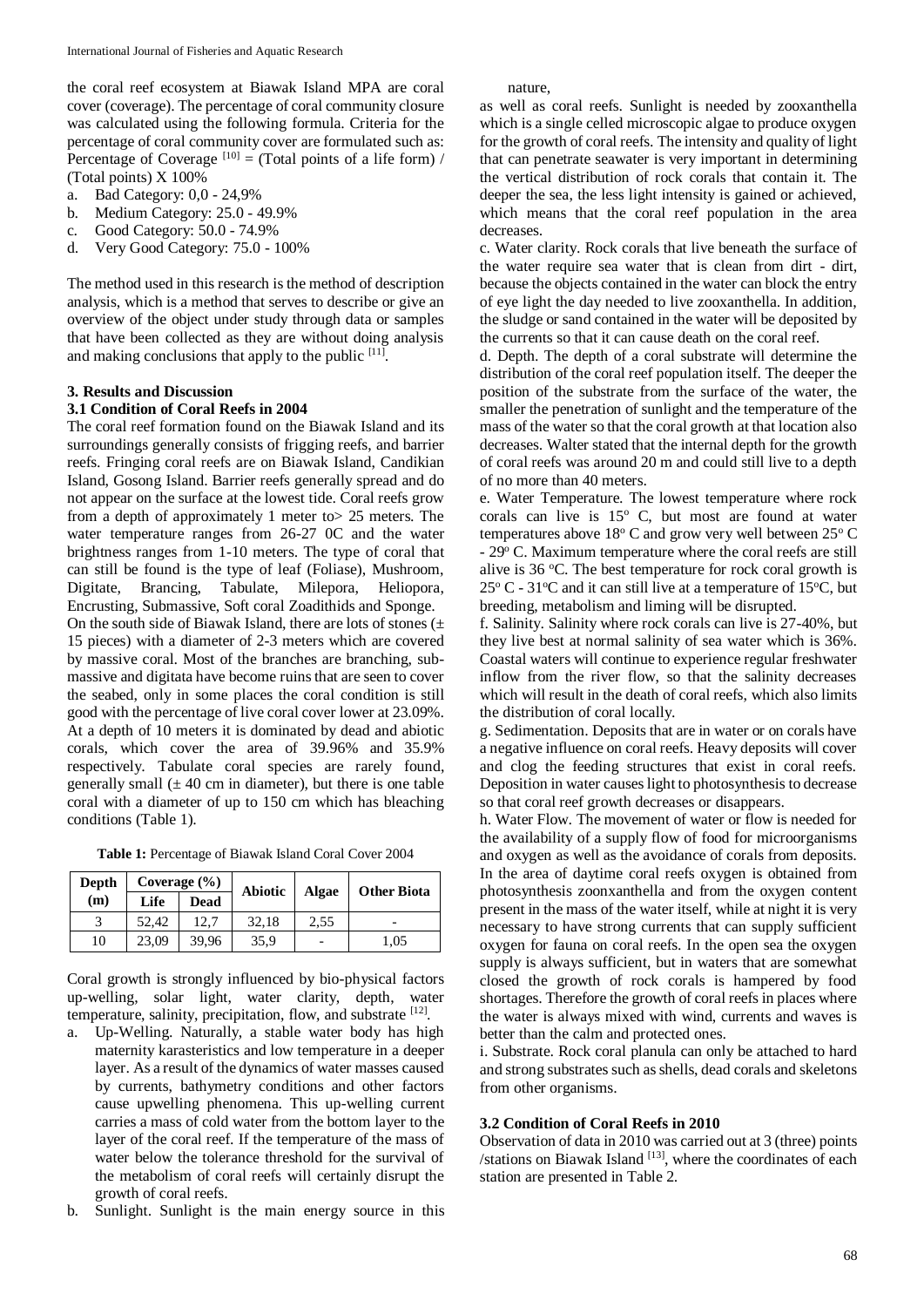the coral reef ecosystem at Biawak Island MPA are coral cover (coverage). The percentage of coral community closure was calculated using the following formula. Criteria for the percentage of coral community cover are formulated such as: Percentage of Coverage [10] = (Total points of a life form) / (Total points) X 100%

a. Bad Category: 0,0 - 24,9%
b. Medium Category: 25.0 - 49.9%
c. Good Category: 50.0 - 74.9%
d. Very Good Category: 75.0 - 100%

The method used in this research is the method of description analysis, which is a method that serves to describe or give an overview of the object under study through data or samples that have been collected as they are without doing analysis and making conclusions that apply to the public [11].

## 3. Results and Discussion

### 3.1 Condition of Coral Reefs in 2004

The coral reef formation found on the Biawak Island and its surroundings generally consists of frigging reefs, and barrier reefs. Fringing coral reefs are on Biawak Island, Candikian Island, Gosong Island. Barrier reefs generally spread and do not appear on the surface at the lowest tide. Coral reefs grow from a depth of approximately 1 meter to> 25 meters. The water temperature ranges from 26-27 0C and the water brightness ranges from 1-10 meters. The type of coral that can still be found is the type of leaf (Foliase), Mushroom, Digitate, Brancing, Tabulate, Milepora, Heliopora, Encrusting, Submassive, Soft coral Zoadithids and Sponge.

On the south side of Biawak Island, there are lots of stones (± 15 pieces) with a diameter of 2-3 meters which are covered by massive coral. Most of the branches are branching, sub-massive and digitata have become ruins that are seen to cover the seabed, only in some places the coral condition is still good with the percentage of live coral cover lower at 23.09%. At a depth of 10 meters it is dominated by dead and abiotic corals, which cover the area of 39.96% and 35.9% respectively. Tabulate coral species are rarely found, generally small (± 40 cm in diameter), but there is one table coral with a diameter of up to 150 cm which has bleaching conditions (Table 1).

**Table 1:** Percentage of Biawak Island Coral Cover 2004

| Depth (m) | Coverage (%) | | Abiotic | Algae | Other Biota |
|---|---|---|---|---|---|
| | Life | Dead | | | |
| 3 | 52,42 | 12,7 | 32,18 | 2,55 | - |
| 10 | 23,09 | 39,96 | 35,9 | - | 1,05 |

Coral growth is strongly influenced by bio-physical factors up-welling, solar light, water clarity, depth, water temperature, salinity, precipitation, flow, and substrate [12].

a. Up-Welling. Naturally, a stable water body has high maternity karasteristics and low temperature in a deeper layer. As a result of the dynamics of water masses caused by currents, bathymetry conditions and other factors cause upwelling phenomena. This up-welling current carries a mass of cold water from the bottom layer to the layer of the coral reef. If the temperature of the mass of water below the tolerance threshold for the survival of the metabolism of coral reefs will certainly disrupt the growth of coral reefs.
b. Sunlight. Sunlight is the main energy source in this nature, as well as coral reefs. Sunlight is needed by zooxanthella which is a single celled microscopic algae to produce oxygen for the growth of coral reefs. The intensity and quality of light that can penetrate seawater is very important in determining the vertical distribution of rock corals that contain it. The deeper the sea, the less light intensity is gained or achieved, which means that the coral reef population in the area decreases.
c. Water clarity. Rock corals that live beneath the surface of the water require sea water that is clean from dirt - dirt, because the objects contained in the water can block the entry of eye light the day needed to live zooxanthella. In addition, the sludge or sand contained in the water will be deposited by the currents so that it can cause death on the coral reef.
d. Depth. The depth of a coral substrate will determine the distribution of the coral reef population itself. The deeper the position of the substrate from the surface of the water, the smaller the penetration of sunlight and the temperature of the mass of the water so that the coral growth at that location also decreases. Walter stated that the internal depth for the growth of coral reefs was around 20 m and could still live to a depth of no more than 40 meters.
e. Water Temperature. The lowest temperature where rock corals can live is 15° C, but most are found at water temperatures above 18° C and grow very well between 25° C - 29° C. Maximum temperature where the coral reefs are still alive is 36 °C. The best temperature for rock coral growth is 25° C - 31°C and it can still live at a temperature of 15°C, but breeding, metabolism and liming will be disrupted.
f. Salinity. Salinity where rock corals can live is 27-40%, but they live best at normal salinity of sea water which is 36%. Coastal waters will continue to experience regular freshwater inflow from the river flow, so that the salinity decreases which will result in the death of coral reefs, which also limits the distribution of coral locally.
g. Sedimentation. Deposits that are in water or on corals have a negative influence on coral reefs. Heavy deposits will cover and clog the feeding structures that exist in coral reefs. Deposition in water causes light to photosynthesis to decrease so that coral reef growth decreases or disappears.
h. Water Flow. The movement of water or flow is needed for the availability of a supply flow of food for microorganisms and oxygen as well as the avoidance of corals from deposits. In the area of daytime coral reefs oxygen is obtained from photosynthesis zoonxanthella and from the oxygen content present in the mass of the water itself, while at night it is very necessary to have strong currents that can supply sufficient oxygen for fauna on coral reefs. In the open sea the oxygen supply is always sufficient, but in waters that are somewhat closed the growth of rock corals is hampered by food shortages. Therefore the growth of coral reefs in places where the water is always mixed with wind, currents and waves is better than the calm and protected ones.
i. Substrate. Rock coral planula can only be attached to hard and strong substrates such as shells, dead corals and skeletons from other organisms.

### 3.2 Condition of Coral Reefs in 2010

Observation of data in 2010 was carried out at 3 (three) points /stations on Biawak Island [13], where the coordinates of each station are presented in Table 2.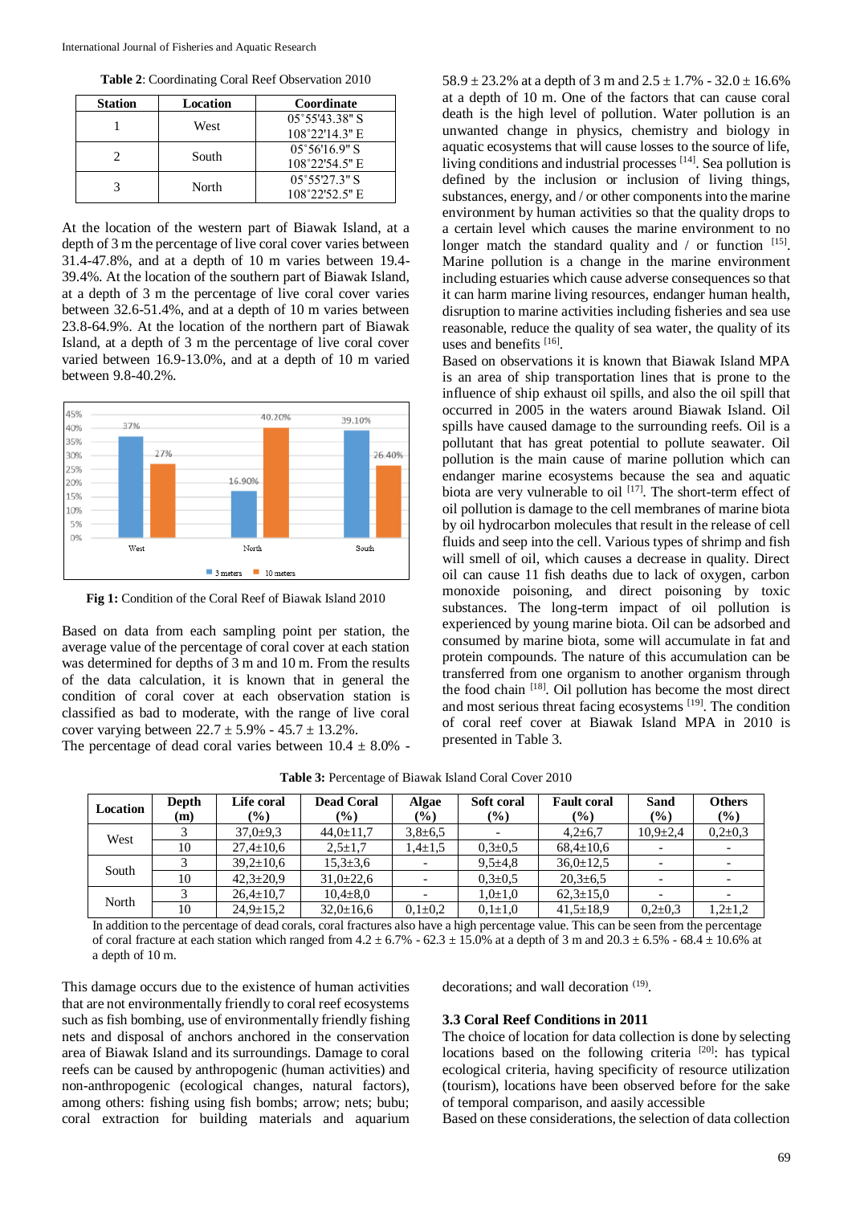**Table 2**: Coordinating Coral Reef Observation 2010

| Station | Location | Coordinate |
|---|---|---|
| 1 | West | 05˚55'43.38" S 108˚22'14.3" E |
| 2 | South | 05˚56'16.9" S 108˚22'54.5" E |
| 3 | North | 05˚55'27.3" S 108˚22'52.5" E |

At the location of the western part of Biawak Island, at a depth of 3 m the percentage of live coral cover varies between 31.4-47.8%, and at a depth of 10 m varies between 19.4-39.4%. At the location of the southern part of Biawak Island, at a depth of 3 m the percentage of live coral cover varies between 32.6-51.4%, and at a depth of 10 m varies between 23.8-64.9%. At the location of the northern part of Biawak Island, at a depth of 3 m the percentage of live coral cover varied between 16.9-13.0%, and at a depth of 10 m varied between 9.8-40.2%.

**Fig 1:** Condition of the Coral Reef of Biawak Island 2010

Based on data from each sampling point per station, the average value of the percentage of coral cover at each station was determined for depths of 3 m and 10 m. From the results of the data calculation, it is known that in general the condition of coral cover at each observation station is classified as bad to moderate, with the range of live coral cover varying between 22.7 ± 5.9% - 45.7 ± 13.2%.

The percentage of dead coral varies between 10.4 ± 8.0% - 58.9 ± 23.2% at a depth of 3 m and 2.5 ± 1.7% - 32.0 ± 16.6% at a depth of 10 m. One of the factors that can cause coral death is the high level of pollution. Water pollution is an unwanted change in physics, chemistry and biology in aquatic ecosystems that will cause losses to the source of life, living conditions and industrial processes [14]. Sea pollution is defined by the inclusion or inclusion of living things, substances, energy, and / or other components into the marine environment by human activities so that the quality drops to a certain level which causes the marine environment to no longer match the standard quality and / or function [15]. Marine pollution is a change in the marine environment including estuaries which cause adverse consequences so that it can harm marine living resources, endanger human health, disruption to marine activities including fisheries and sea use reasonable, reduce the quality of sea water, the quality of its uses and benefits [16].

Based on observations it is known that Biawak Island MPA is an area of ship transportation lines that is prone to the influence of ship exhaust oil spills, and also the oil spill that occurred in 2005 in the waters around Biawak Island. Oil spills have caused damage to the surrounding reefs. Oil is a pollutant that has great potential to pollute seawater. Oil pollution is the main cause of marine pollution which can endanger marine ecosystems because the sea and aquatic biota are very vulnerable to oil [17]. The short-term effect of oil pollution is damage to the cell membranes of marine biota by oil hydrocarbon molecules that result in the release of cell fluids and seep into the cell. Various types of shrimp and fish will smell of oil, which causes a decrease in quality. Direct oil can cause 11 fish deaths due to lack of oxygen, carbon monoxide poisoning, and direct poisoning by toxic substances. The long-term impact of oil pollution is experienced by young marine biota. Oil can be adsorbed and consumed by marine biota, some will accumulate in fat and protein compounds. The nature of this accumulation can be transferred from one organism to another organism through the food chain [18]. Oil pollution has become the most direct and most serious threat facing ecosystems [19]. The condition of coral reef cover at Biawak Island MPA in 2010 is presented in Table 3.

**Table 3:** Percentage of Biawak Island Coral Cover 2010

| Location | Depth (m) | Life coral (%) | Dead Coral (%) | Algae (%) | Soft coral (%) | Fault coral (%) | Sand (%) | Others (%) |
|---|---|---|---|---|---|---|---|---|
| West | 3 | 37,0±9,3 | 44,0±11,7 | 3,8±6,5 | - | 4,2±6,7 | 10,9±2,4 | 0,2±0,3 |
| | 10 | 27,4±10,6 | 2,5±1,7 | 1,4±1,5 | 0,3±0,5 | 68,4±10,6 | - | - |
| South | 3 | 39,2±10,6 | 15,3±3,6 | - | 9,5±4,8 | 36,0±12,5 | - | - |
| | 10 | 42,3±20,9 | 31,0±22,6 | - | 0,3±0,5 | 20,3±6,5 | - | - |
| North | 3 | 26,4±10,7 | 10,4±8,0 | - | 1,0±1,0 | 62,3±15,0 | - | - |
| | 10 | 24,9±15,2 | 32,0±16,6 | 0,1±0,2 | 0,1±1,0 | 41,5±18,9 | 0,2±0,3 | 1,2±1,2 |

In addition to the percentage of dead corals, coral fractures also have a high percentage value. This can be seen from the percentage of coral fracture at each station which ranged from 4.2 ± 6.7% - 62.3 ± 15.0% at a depth of 3 m and 20.3 ± 6.5% - 68.4 ± 10.6% at a depth of 10 m.

This damage occurs due to the existence of human activities that are not environmentally friendly to coral reef ecosystems such as fish bombing, use of environmentally friendly fishing nets and disposal of anchors anchored in the conservation area of Biawak Island and its surroundings. Damage to coral reefs can be caused by anthropogenic (human activities) and non-anthropogenic (ecological changes, natural factors), among others: fishing using fish bombs; arrow; nets; bubu; coral extraction for building materials and aquarium decorations; and wall decoration (19).

### 3.3 Coral Reef Conditions in 2011

The choice of location for data collection is done by selecting locations based on the following criteria [20]: has typical ecological criteria, having specificity of resource utilization (tourism), locations have been observed before for the sake of temporal comparison, and aasily accessible

Based on these considerations, the selection of data collection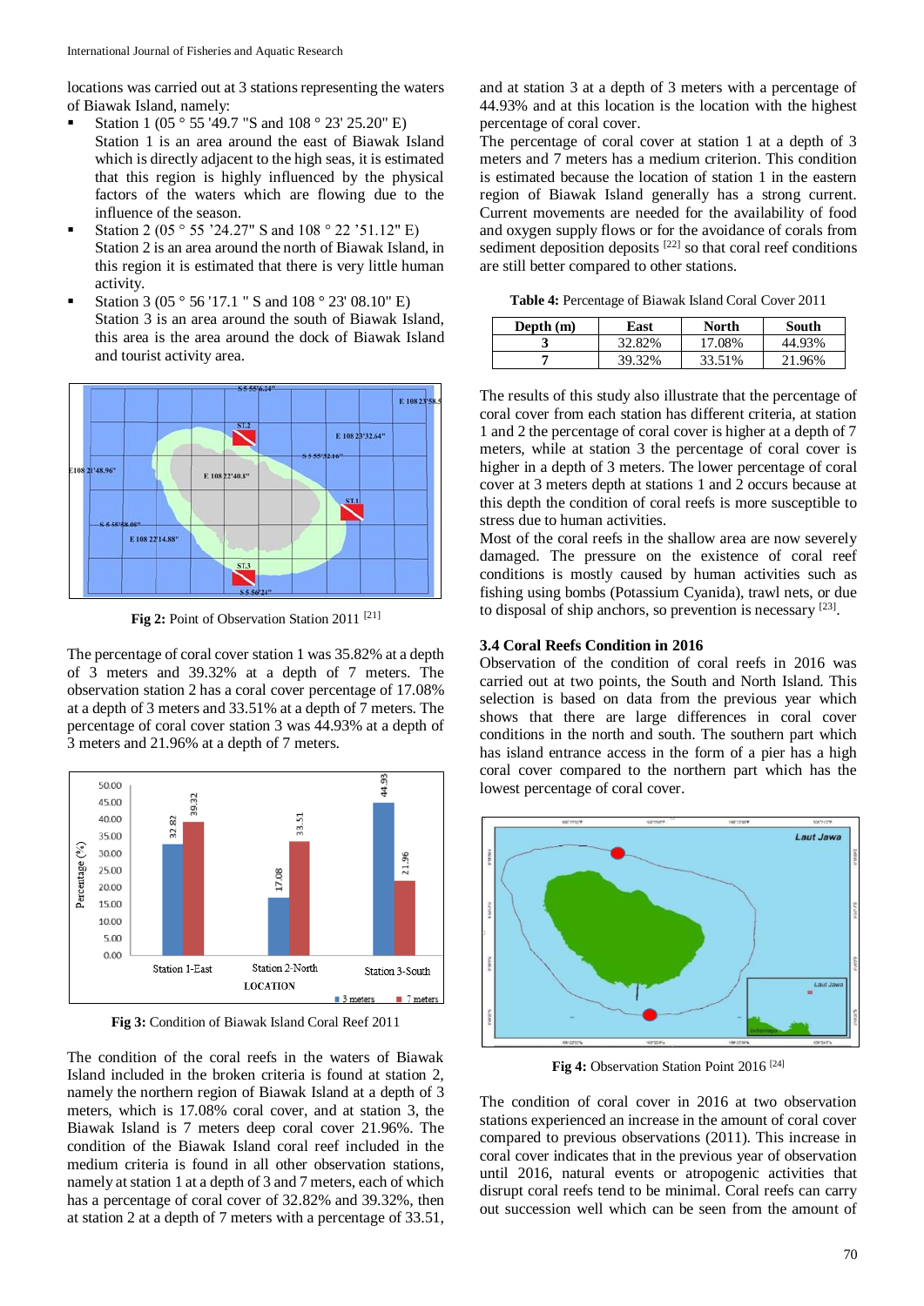locations was carried out at 3 stations representing the waters of Biawak Island, namely:

- Station 1 (05 ° 55 '49.7 "S and 108 ° 23' 25.20" E)
  Station 1 is an area around the east of Biawak Island which is directly adjacent to the high seas, it is estimated that this region is highly influenced by the physical factors of the waters which are flowing due to the influence of the season.
- Station 2 (05 ° 55 '24.27" S and 108 ° 22 '51.12" E)
  Station 2 is an area around the north of Biawak Island, in this region it is estimated that there is very little human activity.
- Station 3 (05 ° 56 '17.1 " S and 108 ° 23' 08.10" E)
  Station 3 is an area around the south of Biawak Island, this area is the area around the dock of Biawak Island and tourist activity area.

**Fig 2:** Point of Observation Station 2011 [21]

The percentage of coral cover station 1 was 35.82% at a depth of 3 meters and 39.32% at a depth of 7 meters. The observation station 2 has a coral cover percentage of 17.08% at a depth of 3 meters and 33.51% at a depth of 7 meters. The percentage of coral cover station 3 was 44.93% at a depth of 3 meters and 21.96% at a depth of 7 meters.

**Fig 3:** Condition of Biawak Island Coral Reef 2011

The condition of the coral reefs in the waters of Biawak Island included in the broken criteria is found at station 2, namely the northern region of Biawak Island at a depth of 3 meters, which is 17.08% coral cover, and at station 3, the Biawak Island is 7 meters deep coral cover 21.96%. The condition of the Biawak Island coral reef included in the medium criteria is found in all other observation stations, namely at station 1 at a depth of 3 and 7 meters, each of which has a percentage of coral cover of 32.82% and 39.32%, then at station 2 at a depth of 7 meters with a percentage of 33.51, and at station 3 at a depth of 3 meters with a percentage of 44.93% and at this location is the location with the highest percentage of coral cover.

The percentage of coral cover at station 1 at a depth of 3 meters and 7 meters has a medium criterion. This condition is estimated because the location of station 1 in the eastern region of Biawak Island generally has a strong current. Current movements are needed for the availability of food and oxygen supply flows or for the avoidance of corals from sediment deposition deposits [22] so that coral reef conditions are still better compared to other stations.

**Table 4:** Percentage of Biawak Island Coral Cover 2011

| Depth (m) | East | North | South |
|---|---|---|---|
| 3 | 32.82% | 17.08% | 44.93% |
| 7 | 39.32% | 33.51% | 21.96% |

The results of this study also illustrate that the percentage of coral cover from each station has different criteria, at station 1 and 2 the percentage of coral cover is higher at a depth of 7 meters, while at station 3 the percentage of coral cover is higher at a depth of 3 meters. The lower percentage of coral cover at 3 meters depth at stations 1 and 2 occurs because at this depth the condition of coral reefs is more susceptible to stress due to human activities.

Most of the coral reefs in the shallow area are now severely damaged. The pressure on the existence of coral reef conditions is mostly caused by human activities such as fishing using bombs (Potassium Cyanida), trawl nets, or due to disposal of ship anchors, so prevention is necessary [23].

### 3.4 Coral Reefs Condition in 2016

Observation of the condition of coral reefs in 2016 was carried out at two points, the South and North Island. This selection is based on data from the previous year which shows that there are large differences in coral cover conditions in the north and south. The southern part which has island entrance access in the form of a pier has a high coral cover compared to the northern part which has the lowest percentage of coral cover.

**Fig 4:** Observation Station Point 2016 [24]

The condition of coral cover in 2016 at two observation stations experienced an increase in the amount of coral cover compared to previous observations (2011). This increase in coral cover indicates that in the previous year of observation until 2016, natural events or atropogenic activities that disrupt coral reefs tend to be minimal. Coral reefs can carry out succession well which can be seen from the amount of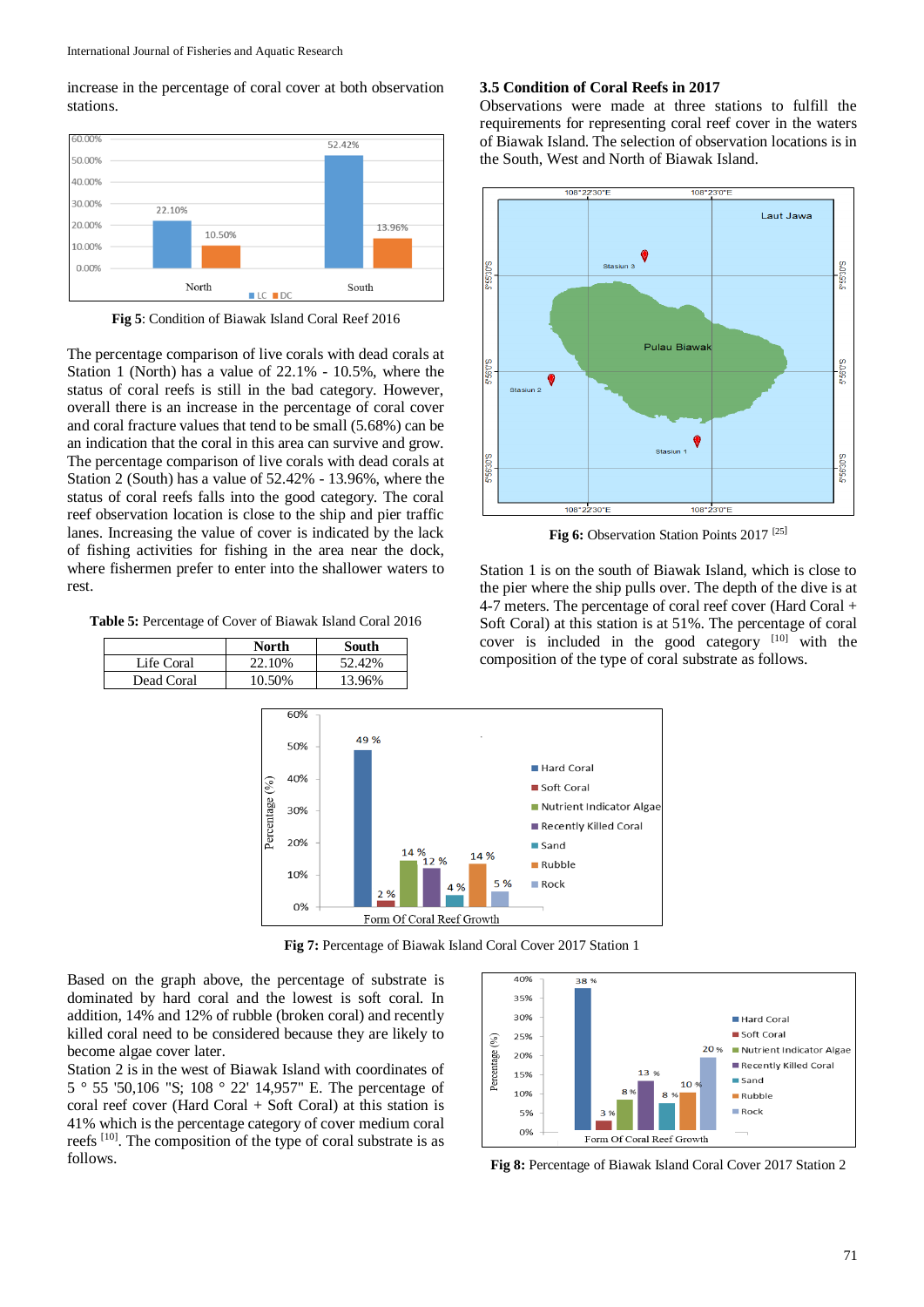increase in the percentage of coral cover at both observation stations.

Fig 5: Condition of Biawak Island Coral Reef 2016

The percentage comparison of live corals with dead corals at Station 1 (North) has a value of 22.1% - 10.5%, where the status of coral reefs is still in the bad category. However, overall there is an increase in the percentage of coral cover and coral fracture values that tend to be small (5.68%) can be an indication that the coral in this area can survive and grow. The percentage comparison of live corals with dead corals at Station 2 (South) has a value of 52.42% - 13.96%, where the status of coral reefs falls into the good category. The coral reef observation location is close to the ship and pier traffic lanes. Increasing the value of cover is indicated by the lack of fishing activities for fishing in the area near the dock, where fishermen prefer to enter into the shallower waters to rest.

**Table 5:** Percentage of Cover of Biawak Island Coral 2016

| | North | South |
|---|---|---|
| Life Coral | 22.10% | 52.42% |
| Dead Coral | 10.50% | 13.96% |

### 3.5 Condition of Coral Reefs in 2017

Observations were made at three stations to fulfill the requirements for representing coral reef cover in the waters of Biawak Island. The selection of observation locations is in the South, West and North of Biawak Island.

**Fig 6:** Observation Station Points 2017 [25]

Station 1 is on the south of Biawak Island, which is close to the pier where the ship pulls over. The depth of the dive is at 4-7 meters. The percentage of coral reef cover (Hard Coral + Soft Coral) at this station is at 51%. The percentage of coral cover is included in the good category [10] with the composition of the type of coral substrate as follows.

**Fig 7:** Percentage of Biawak Island Coral Cover 2017 Station 1

Based on the graph above, the percentage of substrate is dominated by hard coral and the lowest is soft coral. In addition, 14% and 12% of rubble (broken coral) and recently killed coral need to be considered because they are likely to become algae cover later.

Station 2 is in the west of Biawak Island with coordinates of 5 ° 55 '50,106 "S; 108 ° 22' 14,957" E. The percentage of coral reef cover (Hard Coral + Soft Coral) at this station is 41% which is the percentage category of cover medium coral reefs [10]. The composition of the type of coral substrate is as follows.

**Fig 8:** Percentage of Biawak Island Coral Cover 2017 Station 2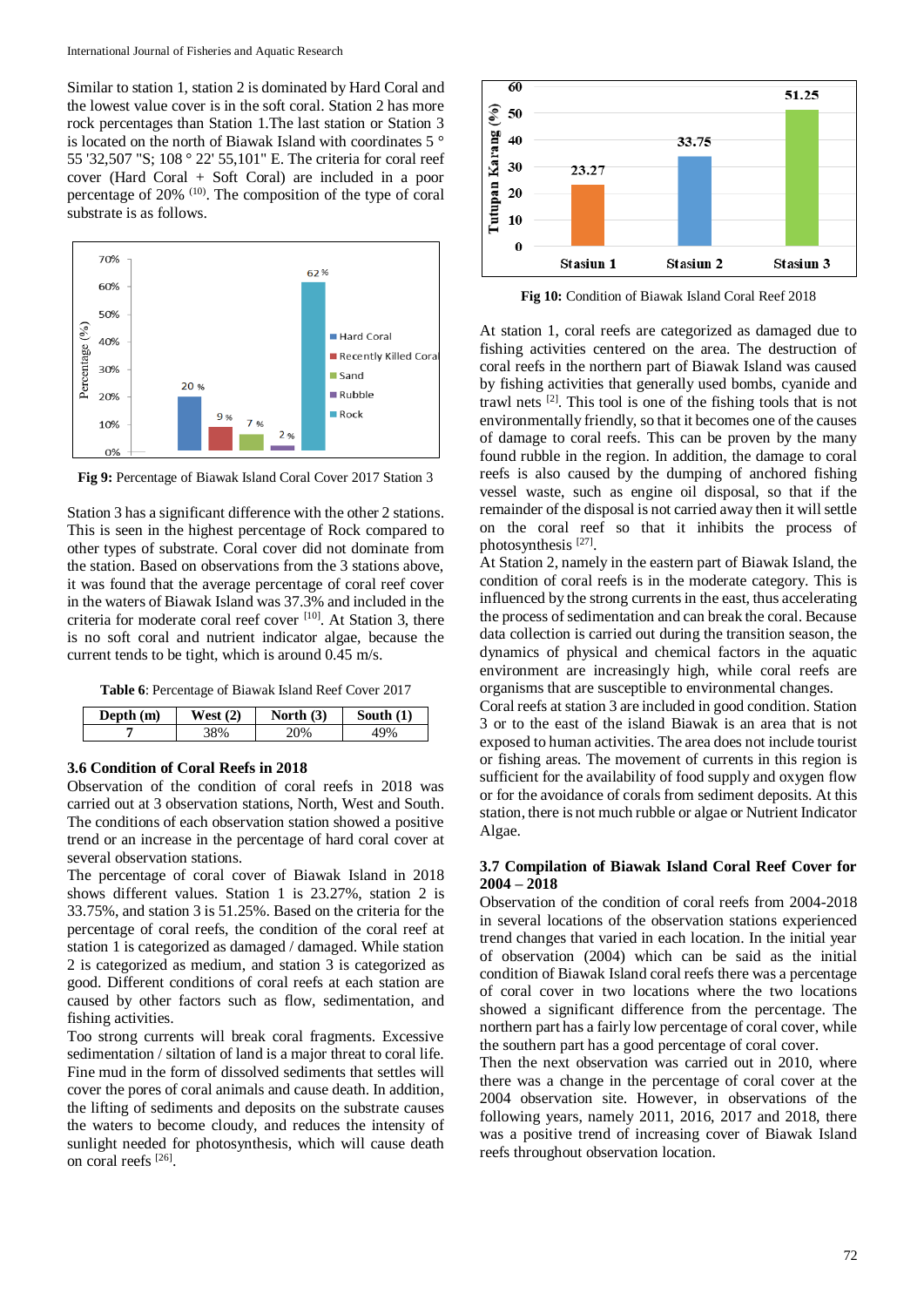Similar to station 1, station 2 is dominated by Hard Coral and the lowest value cover is in the soft coral. Station 2 has more rock percentages than Station 1.The last station or Station 3 is located on the north of Biawak Island with coordinates 5 ° 55 '32,507 "S; 108 ° 22' 55,101" E. The criteria for coral reef cover (Hard Coral + Soft Coral) are included in a poor percentage of 20% [10]. The composition of the type of coral substrate is as follows.

**Fig 9:** Percentage of Biawak Island Coral Cover 2017 Station 3

Station 3 has a significant difference with the other 2 stations. This is seen in the highest percentage of Rock compared to other types of substrate. Coral cover did not dominate from the station. Based on observations from the 3 stations above, it was found that the average percentage of coral reef cover in the waters of Biawak Island was 37.3% and included in the criteria for moderate coral reef cover [10]. At Station 3, there is no soft coral and nutrient indicator algae, because the current tends to be tight, which is around 0.45 m/s.

**Table 6**: Percentage of Biawak Island Reef Cover 2017

| Depth (m) | West (2) | North (3) | South (1) |
|---|---|---|---|
| 7 | 38% | 20% | 49% |

### 3.6 Condition of Coral Reefs in 2018

Observation of the condition of coral reefs in 2018 was carried out at 3 observation stations, North, West and South. The conditions of each observation station showed a positive trend or an increase in the percentage of hard coral cover at several observation stations.

The percentage of coral cover of Biawak Island in 2018 shows different values. Station 1 is 23.27%, station 2 is 33.75%, and station 3 is 51.25%. Based on the criteria for the percentage of coral reefs, the condition of the coral reef at station 1 is categorized as damaged / damaged. While station 2 is categorized as medium, and station 3 is categorized as good. Different conditions of coral reefs at each station are caused by other factors such as flow, sedimentation, and fishing activities.

Too strong currents will break coral fragments. Excessive sedimentation / siltation of land is a major threat to coral life. Fine mud in the form of dissolved sediments that settles will cover the pores of coral animals and cause death. In addition, the lifting of sediments and deposits on the substrate causes the waters to become cloudy, and reduces the intensity of sunlight needed for photosynthesis, which will cause death on coral reefs [26].

**Fig 10:** Condition of Biawak Island Coral Reef 2018

At station 1, coral reefs are categorized as damaged due to fishing activities centered on the area. The destruction of coral reefs in the northern part of Biawak Island was caused by fishing activities that generally used bombs, cyanide and trawl nets [2]. This tool is one of the fishing tools that is not environmentally friendly, so that it becomes one of the causes of damage to coral reefs. This can be proven by the many found rubble in the region. In addition, the damage to coral reefs is also caused by the dumping of anchored fishing vessel waste, such as engine oil disposal, so that if the remainder of the disposal is not carried away then it will settle on the coral reef so that it inhibits the process of photosynthesis [27].

At Station 2, namely in the eastern part of Biawak Island, the condition of coral reefs is in the moderate category. This is influenced by the strong currents in the east, thus accelerating the process of sedimentation and can break the coral. Because data collection is carried out during the transition season, the dynamics of physical and chemical factors in the aquatic environment are increasingly high, while coral reefs are organisms that are susceptible to environmental changes.

Coral reefs at station 3 are included in good condition. Station 3 or to the east of the island Biawak is an area that is not exposed to human activities. The area does not include tourist or fishing areas. The movement of currents in this region is sufficient for the availability of food supply and oxygen flow or for the avoidance of corals from sediment deposits. At this station, there is not much rubble or algae or Nutrient Indicator Algae.

### 3.7 Compilation of Biawak Island Coral Reef Cover for 2004 – 2018

Observation of the condition of coral reefs from 2004-2018 in several locations of the observation stations experienced trend changes that varied in each location. In the initial year of observation (2004) which can be said as the initial condition of Biawak Island coral reefs there was a percentage of coral cover in two locations where the two locations showed a significant difference from the percentage. The northern part has a fairly low percentage of coral cover, while the southern part has a good percentage of coral cover.

Then the next observation was carried out in 2010, where there was a change in the percentage of coral cover at the 2004 observation site. However, in observations of the following years, namely 2011, 2016, 2017 and 2018, there was a positive trend of increasing cover of Biawak Island reefs throughout observation location.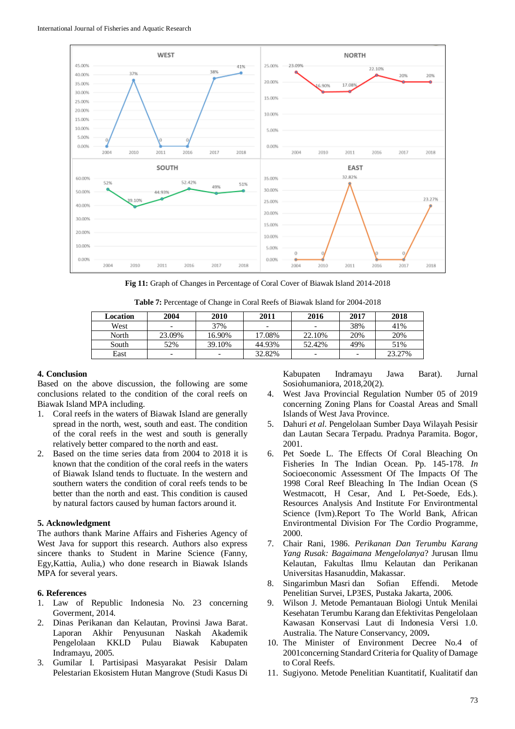Fig 11: Graph of Changes in Percentage of Coral Cover of Biawak Island 2014-2018

**Table 7:** Percentage of Change in Coral Reefs of Biawak Island for 2004-2018

| Location | 2004 | 2010 | 2011 | 2016 | 2017 | 2018 |
|---|---|---|---|---|---|---|
| West | - | 37% | - | - | 38% | 41% |
| North | 23.09% | 16.90% | 17.08% | 22.10% | 20% | 20% |
| South | 52% | 39.10% | 44.93% | 52.42% | 49% | 51% |
| East | - | - | 32.82% | - | - | 23.27% |

## 4. Conclusion

Based on the above discussion, the following are some conclusions related to the condition of the coral reefs on Biawak Island MPA including.

1. Coral reefs in the waters of Biawak Island are generally spread in the north, west, south and east. The condition of the coral reefs in the west and south is generally relatively better compared to the north and east.
2. Based on the time series data from 2004 to 2018 it is known that the condition of the coral reefs in the waters of Biawak Island tends to fluctuate. In the western and southern waters the condition of coral reefs tends to be better than the north and east. This condition is caused by natural factors caused by human factors around it.

## 5. Acknowledgment

The authors thank Marine Affairs and Fisheries Agency of West Java for support this research. Authors also express sincere thanks to Student in Marine Science (Fanny, Egy,Kattia, Aulia,) who done research in Biawak Islands MPA for several years.

## 6. References

1. Law of Republic Indonesia No. 23 concerning Goverment, 2014.
2. Dinas Perikanan dan Kelautan, Provinsi Jawa Barat. Laporan Akhir Penyusunan Naskah Akademik Pengelolaan KKLD Pulau Biawak Kabupaten Indramayu, 2005.
3. Gumilar I. Partisipasi Masyarakat Pesisir Dalam Pelestarian Ekosistem Hutan Mangrove (Studi Kasus Di Kabupaten Indramayu Jawa Barat). Jurnal Sosiohumaniora, 2018,20(2).
4. West Java Provincial Regulation Number 05 of 2019 concerning Zoning Plans for Coastal Areas and Small Islands of West Java Province.
5. Dahuri *et al*. Pengelolaan Sumber Daya Wilayah Pesisir dan Lautan Secara Terpadu. Pradnya Paramita. Bogor, 2001.
6. Pet Soede L. The Effects Of Coral Bleaching On Fisheries In The Indian Ocean. Pp. 145-178. *In* Socioeconomic Assessment Of The Impacts Of The 1998 Coral Reef Bleaching In The Indian Ocean (S Westmacott, H Cesar, And L Pet-Soede, Eds.). Resources Analysis And Institute For Environtmental Science (Ivm).Report To The World Bank, African Environtmental Division For The Cordio Programme, 2000.
7. Chair Rani, 1986. *Perikanan Dan Terumbu Karang Yang Rusak: Bagaimana Mengelolanya*? Jurusan Ilmu Kelautan, Fakultas Ilmu Kelautan dan Perikanan Universitas Hasanuddin, Makassar.
8. Singarimbun Masri dan Sofian Effendi. Metode Penelitian Survei, LP3ES, Pustaka Jakarta, 2006.
9. Wilson J. Metode Pemantauan Biologi Untuk Menilai Kesehatan Terumbu Karang dan Efektivitas Pengelolaan Kawasan Konservasi Laut di Indonesia Versi 1.0. Australia. The Nature Conservancy, 2009**.**
10. The Minister of Environment Decree No.4 of 2001concerning Standard Criteria for Quality of Damage to Coral Reefs.
11. Sugiyono. Metode Penelitian Kuantitatif, Kualitatif dan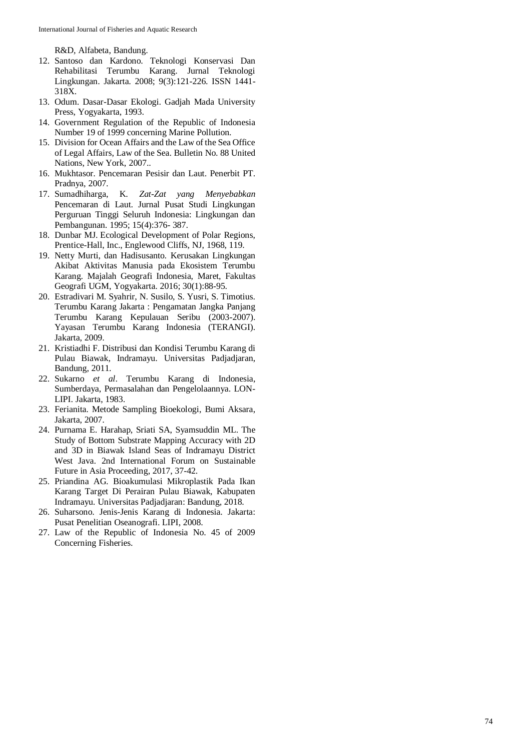R&D, Alfabeta, Bandung.

12. Santoso dan Kardono. Teknologi Konservasi Dan Rehabilitasi Terumbu Karang. Jurnal Teknologi Lingkungan. Jakarta. 2008; 9(3):121-226. ISSN 1441-318X.
13. Odum. Dasar-Dasar Ekologi. Gadjah Mada University Press, Yogyakarta, 1993.
14. Government Regulation of the Republic of Indonesia Number 19 of 1999 concerning Marine Pollution.
15. Division for Ocean Affairs and the Law of the Sea Office of Legal Affairs, Law of the Sea. Bulletin No. 88 United Nations, New York, 2007..
16. Mukhtasor. Pencemaran Pesisir dan Laut. Penerbit PT. Pradnya, 2007.
17. Sumadhiharga, K. *Zat-Zat yang Menyebabkan* Pencemaran di Laut. Jurnal Pusat Studi Lingkungan Perguruan Tinggi Seluruh Indonesia: Lingkungan dan Pembangunan. 1995; 15(4):376- 387.
18. Dunbar MJ. Ecological Development of Polar Regions, Prentice-Hall, Inc., Englewood Cliffs, NJ, 1968, 119.
19. Netty Murti, dan Hadisusanto. Kerusakan Lingkungan Akibat Aktivitas Manusia pada Ekosistem Terumbu Karang. Majalah Geografi Indonesia, Maret, Fakultas Geografi UGM, Yogyakarta. 2016; 30(1):88-95.
20. Estradivari M. Syahrir, N. Susilo, S. Yusri, S. Timotius. Terumbu Karang Jakarta : Pengamatan Jangka Panjang Terumbu Karang Kepulauan Seribu (2003-2007). Yayasan Terumbu Karang Indonesia (TERANGI). Jakarta, 2009.
21. Kristiadhi F. Distribusi dan Kondisi Terumbu Karang di Pulau Biawak, Indramayu. Universitas Padjadjaran, Bandung, 2011.
22. Sukarno *et al*. Terumbu Karang di Indonesia, Sumberdaya, Permasalahan dan Pengelolaannya. LON-LIPI. Jakarta, 1983.
23. Ferianita. Metode Sampling Bioekologi, Bumi Aksara, Jakarta, 2007.
24. Purnama E. Harahap, Sriati SA, Syamsuddin ML. The Study of Bottom Substrate Mapping Accuracy with 2D and 3D in Biawak Island Seas of Indramayu District West Java. 2nd International Forum on Sustainable Future in Asia Proceeding, 2017, 37-42.
25. Priandina AG. Bioakumulasi Mikroplastik Pada Ikan Karang Target Di Perairan Pulau Biawak, Kabupaten Indramayu. Universitas Padjadjaran: Bandung, 2018.
26. Suharsono. Jenis-Jenis Karang di Indonesia. Jakarta: Pusat Penelitian Oseanografi. LIPI, 2008.
27. Law of the Republic of Indonesia No. 45 of 2009 Concerning Fisheries.